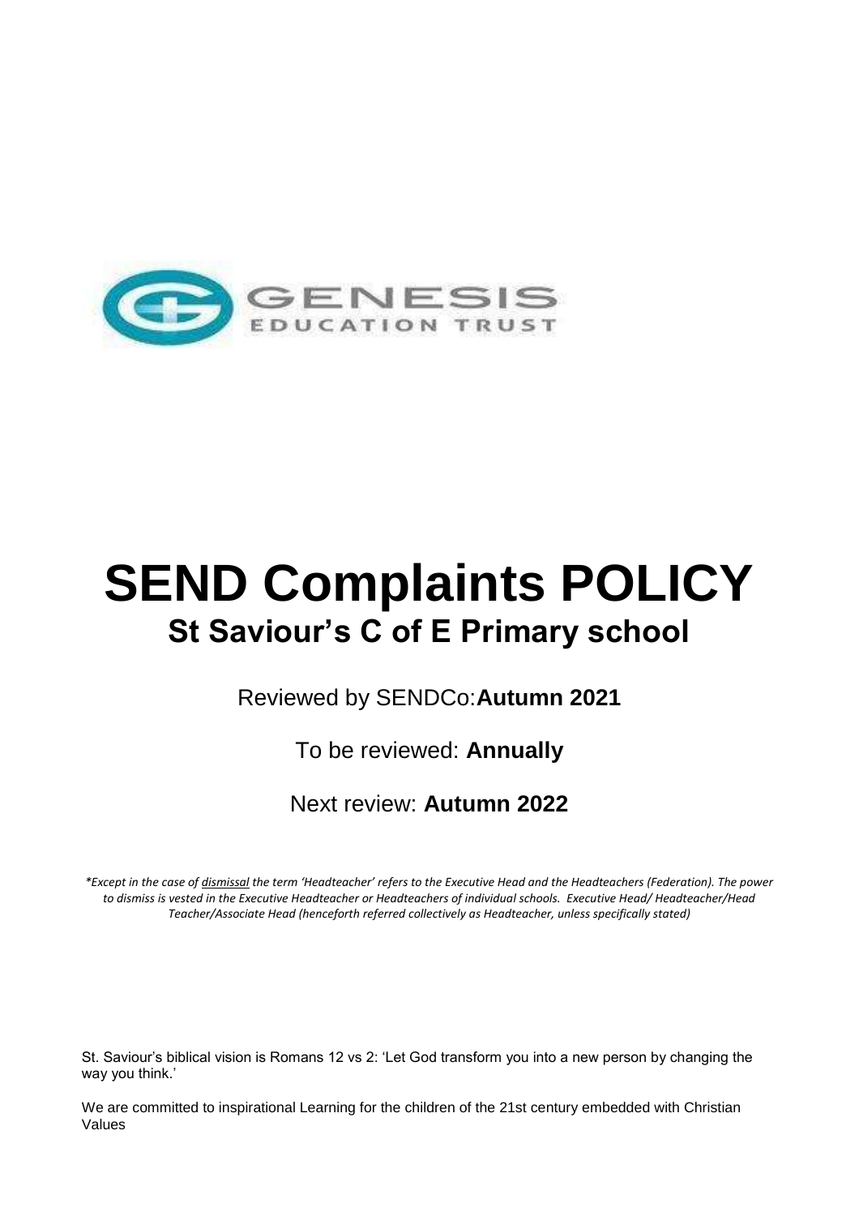GENESIS
EDUCATION TRUST

# SEND Complaints POLICY

## St Saviour's C of E Primary school

Reviewed by SENDCo:**Autumn 2021**

To be reviewed: **Annually**

Next review: **Autumn 2022**

*\*Except in the case of dismissal the term 'Headteacher' refers to the Executive Head and the Headteachers (Federation). The power to dismiss is vested in the Executive Headteacher or Headteachers of individual schools. Executive Head/ Headteacher/Head Teacher/Associate Head (henceforth referred collectively as Headteacher, unless specifically stated)*

St. Saviour's biblical vision is Romans 12 vs 2: 'Let God transform you into a new person by changing the way you think.'

We are committed to inspirational Learning for the children of the 21st century embedded with Christian Values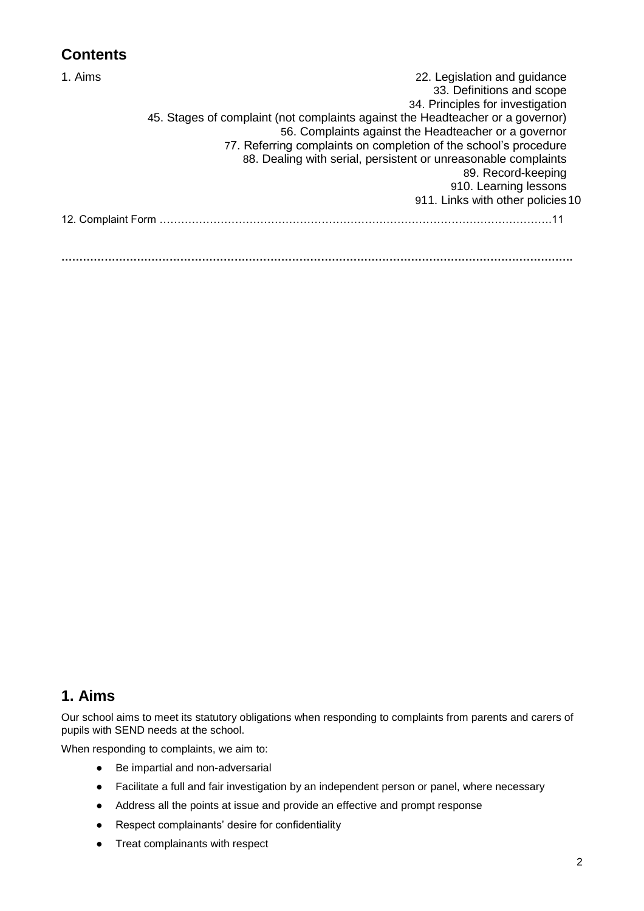## Contents

1. Aims 2
2. Legislation and guidance 3
3. Definitions and scope 3
4. Principles for investigation 4
5. Stages of complaint (not complaints against the Headteacher or a governor) 5
6. Complaints against the Headteacher or a governor 7
7. Referring complaints on completion of the school's procedure 8
8. Dealing with serial, persistent or unreasonable complaints 8
9. Record-keeping 9
10. Learning lessons 9
11. Links with other policies 10
12. Complaint Form ……………………………………………………………………………………………11

## 1. Aims

Our school aims to meet its statutory obligations when responding to complaints from parents and carers of pupils with SEND needs at the school.

When responding to complaints, we aim to:

- Be impartial and non-adversarial
- Facilitate a full and fair investigation by an independent person or panel, where necessary
- Address all the points at issue and provide an effective and prompt response
- Respect complainants' desire for confidentiality
- Treat complainants with respect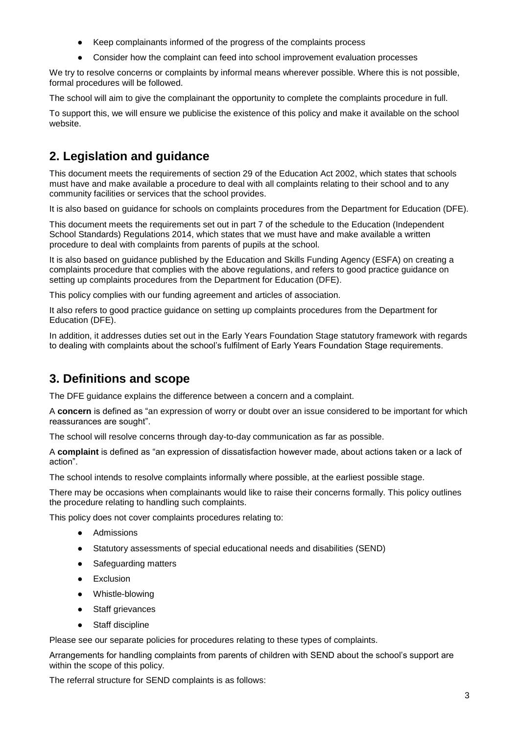- Keep complainants informed of the progress of the complaints process
- Consider how the complaint can feed into school improvement evaluation processes

We try to resolve concerns or complaints by informal means wherever possible. Where this is not possible, formal procedures will be followed.

The school will aim to give the complainant the opportunity to complete the complaints procedure in full.

To support this, we will ensure we publicise the existence of this policy and make it available on the school website.

## 2. Legislation and guidance

This document meets the requirements of section 29 of the Education Act 2002, which states that schools must have and make available a procedure to deal with all complaints relating to their school and to any community facilities or services that the school provides.

It is also based on guidance for schools on complaints procedures from the Department for Education (DFE).

This document meets the requirements set out in part 7 of the schedule to the Education (Independent School Standards) Regulations 2014, which states that we must have and make available a written procedure to deal with complaints from parents of pupils at the school.

It is also based on guidance published by the Education and Skills Funding Agency (ESFA) on creating a complaints procedure that complies with the above regulations, and refers to good practice guidance on setting up complaints procedures from the Department for Education (DFE).

This policy complies with our funding agreement and articles of association.

It also refers to good practice guidance on setting up complaints procedures from the Department for Education (DFE).

In addition, it addresses duties set out in the Early Years Foundation Stage statutory framework with regards to dealing with complaints about the school's fulfilment of Early Years Foundation Stage requirements.

## 3. Definitions and scope

The DFE guidance explains the difference between a concern and a complaint.

A **concern** is defined as "an expression of worry or doubt over an issue considered to be important for which reassurances are sought".

The school will resolve concerns through day-to-day communication as far as possible.

A **complaint** is defined as "an expression of dissatisfaction however made, about actions taken or a lack of action".

The school intends to resolve complaints informally where possible, at the earliest possible stage.

There may be occasions when complainants would like to raise their concerns formally. This policy outlines the procedure relating to handling such complaints.

This policy does not cover complaints procedures relating to:

- Admissions
- Statutory assessments of special educational needs and disabilities (SEND)
- Safeguarding matters
- Exclusion
- Whistle-blowing
- Staff grievances
- Staff discipline

Please see our separate policies for procedures relating to these types of complaints.

Arrangements for handling complaints from parents of children with SEND about the school's support are within the scope of this policy.

The referral structure for SEND complaints is as follows: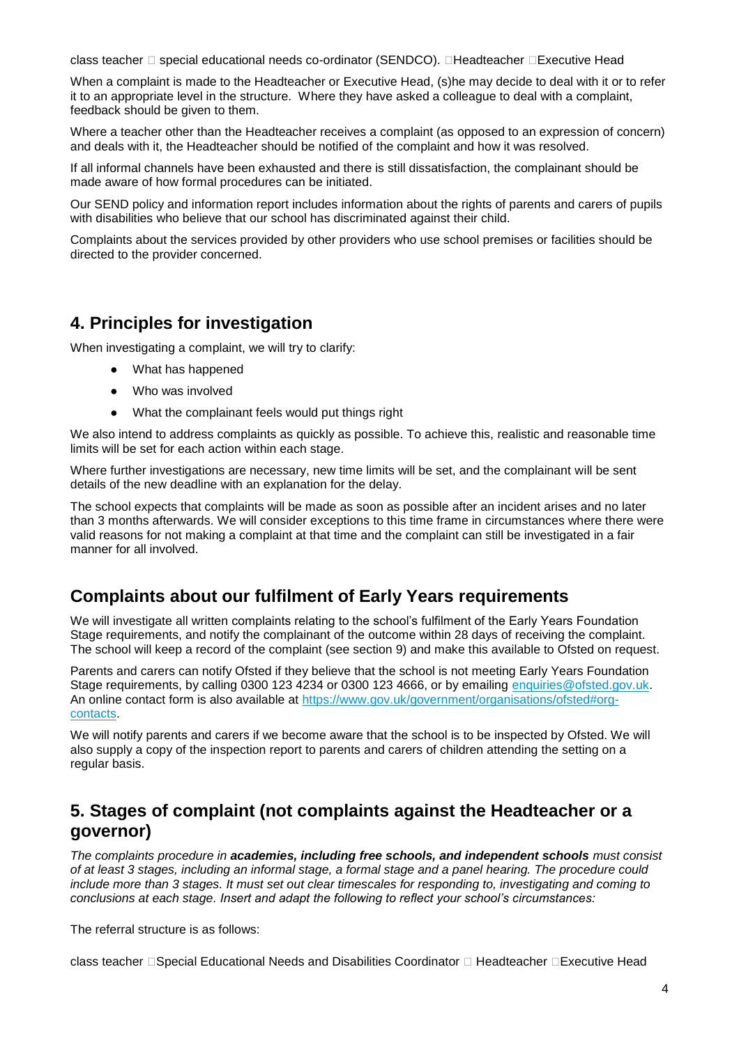class teacher  special educational needs co-ordinator (SENDCO). Headteacher Executive Head

When a complaint is made to the Headteacher or Executive Head, (s)he may decide to deal with it or to refer it to an appropriate level in the structure. Where they have asked a colleague to deal with a complaint, feedback should be given to them.

Where a teacher other than the Headteacher receives a complaint (as opposed to an expression of concern) and deals with it, the Headteacher should be notified of the complaint and how it was resolved.

If all informal channels have been exhausted and there is still dissatisfaction, the complainant should be made aware of how formal procedures can be initiated.

Our SEND policy and information report includes information about the rights of parents and carers of pupils with disabilities who believe that our school has discriminated against their child.

Complaints about the services provided by other providers who use school premises or facilities should be directed to the provider concerned.

## 4. Principles for investigation

When investigating a complaint, we will try to clarify:

- What has happened
- Who was involved
- What the complainant feels would put things right

We also intend to address complaints as quickly as possible. To achieve this, realistic and reasonable time limits will be set for each action within each stage.

Where further investigations are necessary, new time limits will be set, and the complainant will be sent details of the new deadline with an explanation for the delay.

The school expects that complaints will be made as soon as possible after an incident arises and no later than 3 months afterwards. We will consider exceptions to this time frame in circumstances where there were valid reasons for not making a complaint at that time and the complaint can still be investigated in a fair manner for all involved.

## Complaints about our fulfilment of Early Years requirements

We will investigate all written complaints relating to the school's fulfilment of the Early Years Foundation Stage requirements, and notify the complainant of the outcome within 28 days of receiving the complaint. The school will keep a record of the complaint (see section 9) and make this available to Ofsted on request.

Parents and carers can notify Ofsted if they believe that the school is not meeting Early Years Foundation Stage requirements, by calling 0300 123 4234 or 0300 123 4666, or by emailing enquiries@ofsted.gov.uk. An online contact form is also available at https://www.gov.uk/government/organisations/ofsted#org-contacts.

We will notify parents and carers if we become aware that the school is to be inspected by Ofsted. We will also supply a copy of the inspection report to parents and carers of children attending the setting on a regular basis.

## 5. Stages of complaint (not complaints against the Headteacher or a governor)

*The complaints procedure in **academies, including free schools, and independent schools** must consist of at least 3 stages, including an informal stage, a formal stage and a panel hearing. The procedure could include more than 3 stages. It must set out clear timescales for responding to, investigating and coming to conclusions at each stage. Insert and adapt the following to reflect your school's circumstances:*

The referral structure is as follows:

class teacher Special Educational Needs and Disabilities Coordinator  Headteacher Executive Head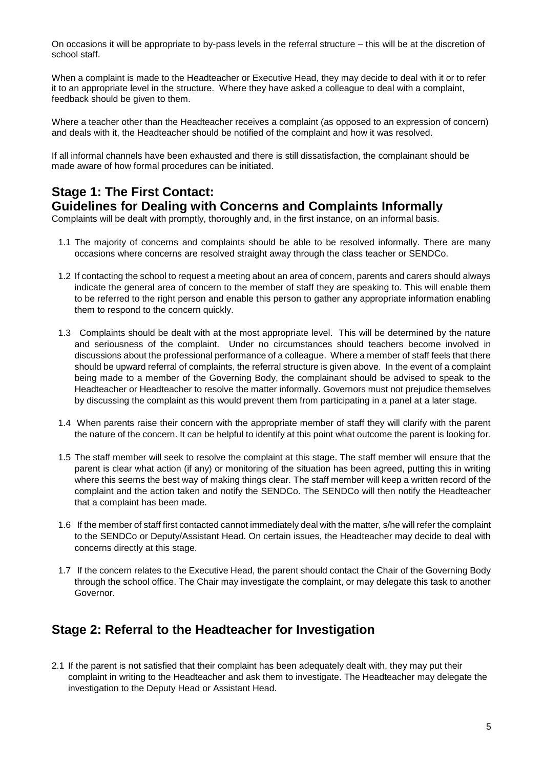On occasions it will be appropriate to by-pass levels in the referral structure – this will be at the discretion of school staff.

When a complaint is made to the Headteacher or Executive Head, they may decide to deal with it or to refer it to an appropriate level in the structure. Where they have asked a colleague to deal with a complaint, feedback should be given to them.

Where a teacher other than the Headteacher receives a complaint (as opposed to an expression of concern) and deals with it, the Headteacher should be notified of the complaint and how it was resolved.

If all informal channels have been exhausted and there is still dissatisfaction, the complainant should be made aware of how formal procedures can be initiated.

## Stage 1: The First Contact: Guidelines for Dealing with Concerns and Complaints Informally

Complaints will be dealt with promptly, thoroughly and, in the first instance, on an informal basis.

1.1 The majority of concerns and complaints should be able to be resolved informally. There are many occasions where concerns are resolved straight away through the class teacher or SENDCo.

1.2 If contacting the school to request a meeting about an area of concern, parents and carers should always indicate the general area of concern to the member of staff they are speaking to. This will enable them to be referred to the right person and enable this person to gather any appropriate information enabling them to respond to the concern quickly.

1.3 Complaints should be dealt with at the most appropriate level. This will be determined by the nature and seriousness of the complaint. Under no circumstances should teachers become involved in discussions about the professional performance of a colleague. Where a member of staff feels that there should be upward referral of complaints, the referral structure is given above. In the event of a complaint being made to a member of the Governing Body, the complainant should be advised to speak to the Headteacher or Headteacher to resolve the matter informally. Governors must not prejudice themselves by discussing the complaint as this would prevent them from participating in a panel at a later stage.

1.4 When parents raise their concern with the appropriate member of staff they will clarify with the parent the nature of the concern. It can be helpful to identify at this point what outcome the parent is looking for.

1.5 The staff member will seek to resolve the complaint at this stage. The staff member will ensure that the parent is clear what action (if any) or monitoring of the situation has been agreed, putting this in writing where this seems the best way of making things clear. The staff member will keep a written record of the complaint and the action taken and notify the SENDCo. The SENDCo will then notify the Headteacher that a complaint has been made.

1.6 If the member of staff first contacted cannot immediately deal with the matter, s/he will refer the complaint to the SENDCo or Deputy/Assistant Head. On certain issues, the Headteacher may decide to deal with concerns directly at this stage.

1.7 If the concern relates to the Executive Head, the parent should contact the Chair of the Governing Body through the school office. The Chair may investigate the complaint, or may delegate this task to another Governor.

## Stage 2: Referral to the Headteacher for Investigation

2.1 If the parent is not satisfied that their complaint has been adequately dealt with, they may put their complaint in writing to the Headteacher and ask them to investigate. The Headteacher may delegate the investigation to the Deputy Head or Assistant Head.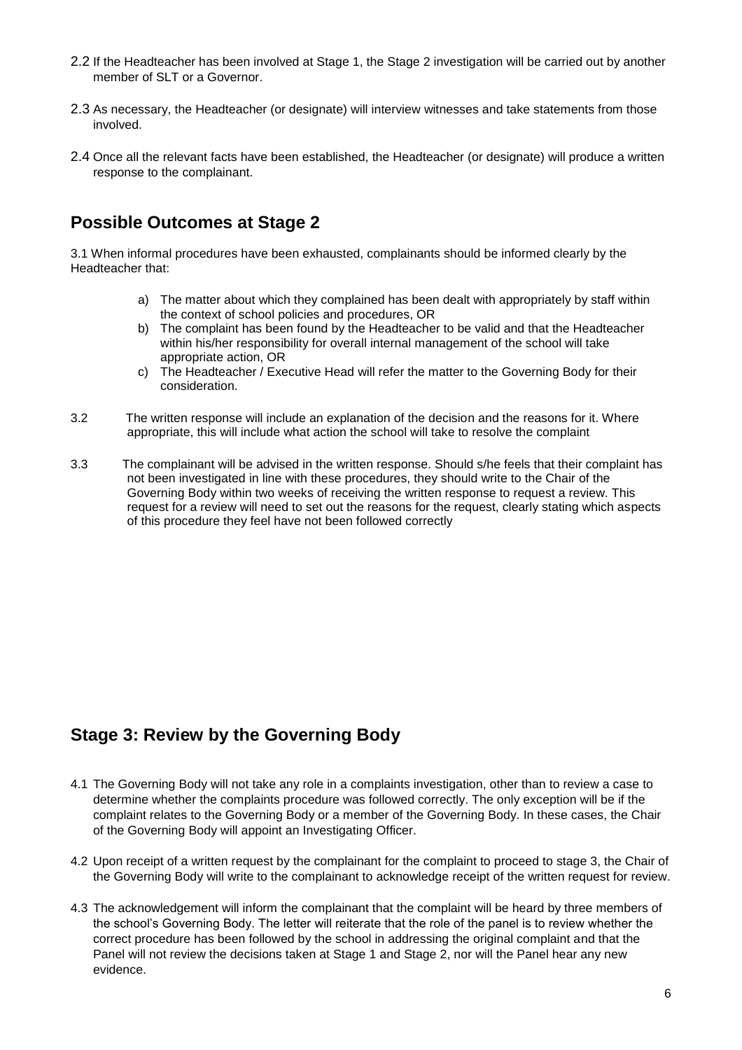2.2 If the Headteacher has been involved at Stage 1, the Stage 2 investigation will be carried out by another member of SLT or a Governor.

2.3 As necessary, the Headteacher (or designate) will interview witnesses and take statements from those involved.

2.4 Once all the relevant facts have been established, the Headteacher (or designate) will produce a written response to the complainant.

## Possible Outcomes at Stage 2

3.1 When informal procedures have been exhausted, complainants should be informed clearly by the Headteacher that:

a) The matter about which they complained has been dealt with appropriately by staff within the context of school policies and procedures, OR
b) The complaint has been found by the Headteacher to be valid and that the Headteacher within his/her responsibility for overall internal management of the school will take appropriate action, OR
c) The Headteacher / Executive Head will refer the matter to the Governing Body for their consideration.

3.2 The written response will include an explanation of the decision and the reasons for it. Where appropriate, this will include what action the school will take to resolve the complaint

3.3 The complainant will be advised in the written response. Should s/he feels that their complaint has not been investigated in line with these procedures, they should write to the Chair of the Governing Body within two weeks of receiving the written response to request a review. This request for a review will need to set out the reasons for the request, clearly stating which aspects of this procedure they feel have not been followed correctly

## Stage 3: Review by the Governing Body

4.1 The Governing Body will not take any role in a complaints investigation, other than to review a case to determine whether the complaints procedure was followed correctly. The only exception will be if the complaint relates to the Governing Body or a member of the Governing Body. In these cases, the Chair of the Governing Body will appoint an Investigating Officer.

4.2 Upon receipt of a written request by the complainant for the complaint to proceed to stage 3, the Chair of the Governing Body will write to the complainant to acknowledge receipt of the written request for review.

4.3 The acknowledgement will inform the complainant that the complaint will be heard by three members of the school's Governing Body. The letter will reiterate that the role of the panel is to review whether the correct procedure has been followed by the school in addressing the original complaint and that the Panel will not review the decisions taken at Stage 1 and Stage 2, nor will the Panel hear any new evidence.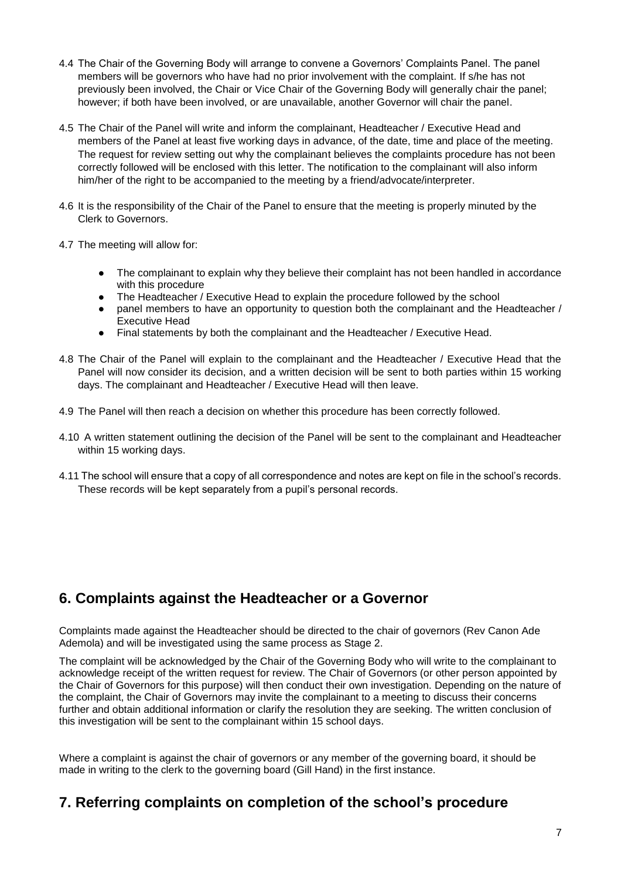4.4 The Chair of the Governing Body will arrange to convene a Governors' Complaints Panel. The panel members will be governors who have had no prior involvement with the complaint. If s/he has not previously been involved, the Chair or Vice Chair of the Governing Body will generally chair the panel; however; if both have been involved, or are unavailable, another Governor will chair the panel.

4.5 The Chair of the Panel will write and inform the complainant, Headteacher / Executive Head and members of the Panel at least five working days in advance, of the date, time and place of the meeting. The request for review setting out why the complainant believes the complaints procedure has not been correctly followed will be enclosed with this letter. The notification to the complainant will also inform him/her of the right to be accompanied to the meeting by a friend/advocate/interpreter.

4.6 It is the responsibility of the Chair of the Panel to ensure that the meeting is properly minuted by the Clerk to Governors.

4.7 The meeting will allow for:

- The complainant to explain why they believe their complaint has not been handled in accordance with this procedure
- The Headteacher / Executive Head to explain the procedure followed by the school
- panel members to have an opportunity to question both the complainant and the Headteacher / Executive Head
- Final statements by both the complainant and the Headteacher / Executive Head.

4.8 The Chair of the Panel will explain to the complainant and the Headteacher / Executive Head that the Panel will now consider its decision, and a written decision will be sent to both parties within 15 working days. The complainant and Headteacher / Executive Head will then leave.

4.9 The Panel will then reach a decision on whether this procedure has been correctly followed.

4.10 A written statement outlining the decision of the Panel will be sent to the complainant and Headteacher within 15 working days.

4.11 The school will ensure that a copy of all correspondence and notes are kept on file in the school's records. These records will be kept separately from a pupil's personal records.

## 6. Complaints against the Headteacher or a Governor

Complaints made against the Headteacher should be directed to the chair of governors (Rev Canon Ade Ademola) and will be investigated using the same process as Stage 2.

The complaint will be acknowledged by the Chair of the Governing Body who will write to the complainant to acknowledge receipt of the written request for review. The Chair of Governors (or other person appointed by the Chair of Governors for this purpose) will then conduct their own investigation. Depending on the nature of the complaint, the Chair of Governors may invite the complainant to a meeting to discuss their concerns further and obtain additional information or clarify the resolution they are seeking. The written conclusion of this investigation will be sent to the complainant within 15 school days.

Where a complaint is against the chair of governors or any member of the governing board, it should be made in writing to the clerk to the governing board (Gill Hand) in the first instance.

## 7. Referring complaints on completion of the school's procedure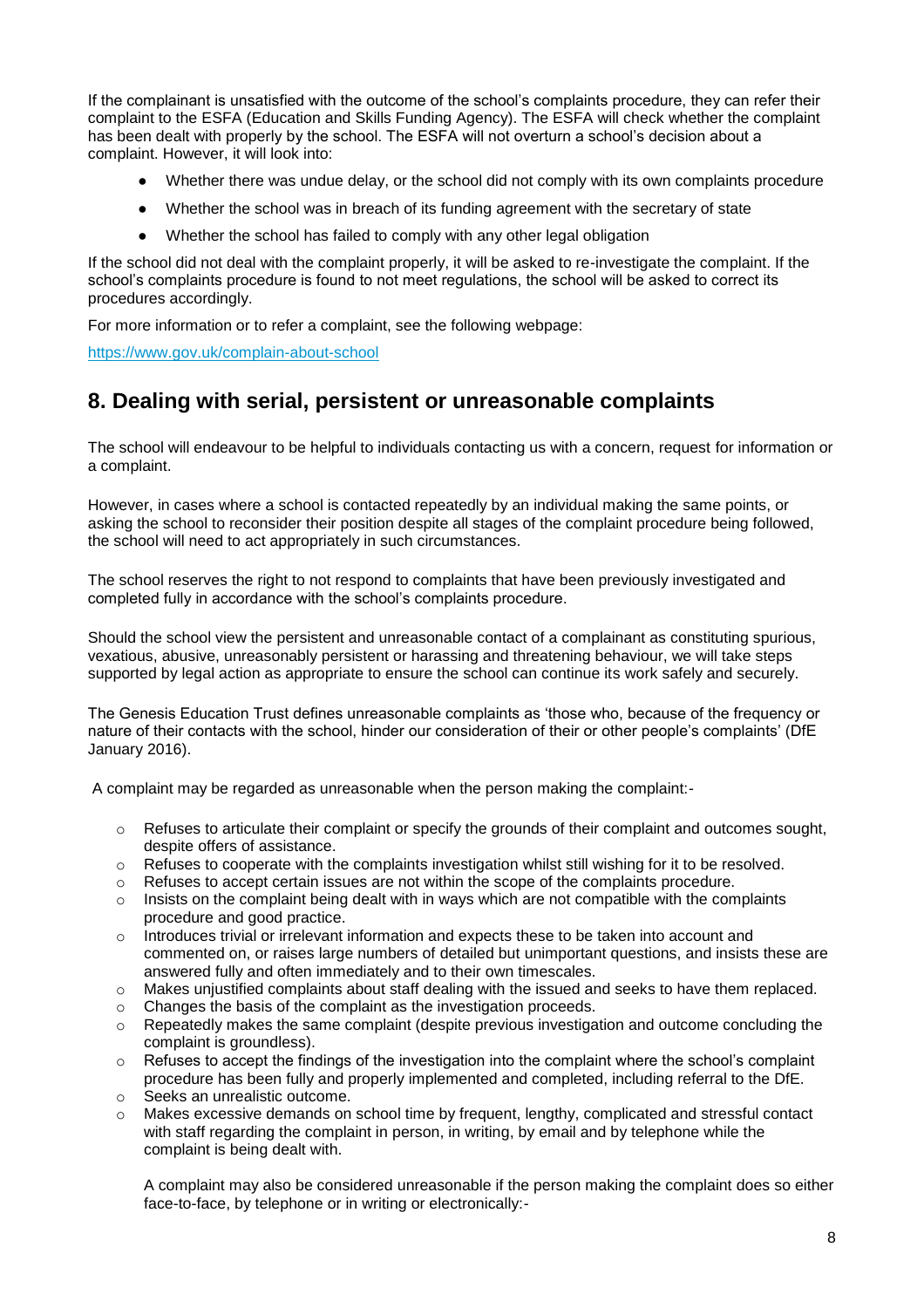If the complainant is unsatisfied with the outcome of the school's complaints procedure, they can refer their complaint to the ESFA (Education and Skills Funding Agency). The ESFA will check whether the complaint has been dealt with properly by the school. The ESFA will not overturn a school's decision about a complaint. However, it will look into:

- Whether there was undue delay, or the school did not comply with its own complaints procedure
- Whether the school was in breach of its funding agreement with the secretary of state
- Whether the school has failed to comply with any other legal obligation

If the school did not deal with the complaint properly, it will be asked to re-investigate the complaint. If the school's complaints procedure is found to not meet regulations, the school will be asked to correct its procedures accordingly.

For more information or to refer a complaint, see the following webpage:

https://www.gov.uk/complain-about-school

## 8. Dealing with serial, persistent or unreasonable complaints

The school will endeavour to be helpful to individuals contacting us with a concern, request for information or a complaint.

However, in cases where a school is contacted repeatedly by an individual making the same points, or asking the school to reconsider their position despite all stages of the complaint procedure being followed, the school will need to act appropriately in such circumstances.

The school reserves the right to not respond to complaints that have been previously investigated and completed fully in accordance with the school's complaints procedure.

Should the school view the persistent and unreasonable contact of a complainant as constituting spurious, vexatious, abusive, unreasonably persistent or harassing and threatening behaviour, we will take steps supported by legal action as appropriate to ensure the school can continue its work safely and securely.

The Genesis Education Trust defines unreasonable complaints as 'those who, because of the frequency or nature of their contacts with the school, hinder our consideration of their or other people's complaints' (DfE January 2016).

A complaint may be regarded as unreasonable when the person making the complaint:-

- Refuses to articulate their complaint or specify the grounds of their complaint and outcomes sought, despite offers of assistance.
- Refuses to cooperate with the complaints investigation whilst still wishing for it to be resolved.
- Refuses to accept certain issues are not within the scope of the complaints procedure.
- Insists on the complaint being dealt with in ways which are not compatible with the complaints procedure and good practice.
- Introduces trivial or irrelevant information and expects these to be taken into account and commented on, or raises large numbers of detailed but unimportant questions, and insists these are answered fully and often immediately and to their own timescales.
- Makes unjustified complaints about staff dealing with the issued and seeks to have them replaced.
- Changes the basis of the complaint as the investigation proceeds.
- Repeatedly makes the same complaint (despite previous investigation and outcome concluding the complaint is groundless).
- Refuses to accept the findings of the investigation into the complaint where the school's complaint procedure has been fully and properly implemented and completed, including referral to the DfE.
- Seeks an unrealistic outcome.
- Makes excessive demands on school time by frequent, lengthy, complicated and stressful contact with staff regarding the complaint in person, in writing, by email and by telephone while the complaint is being dealt with.

A complaint may also be considered unreasonable if the person making the complaint does so either face-to-face, by telephone or in writing or electronically:-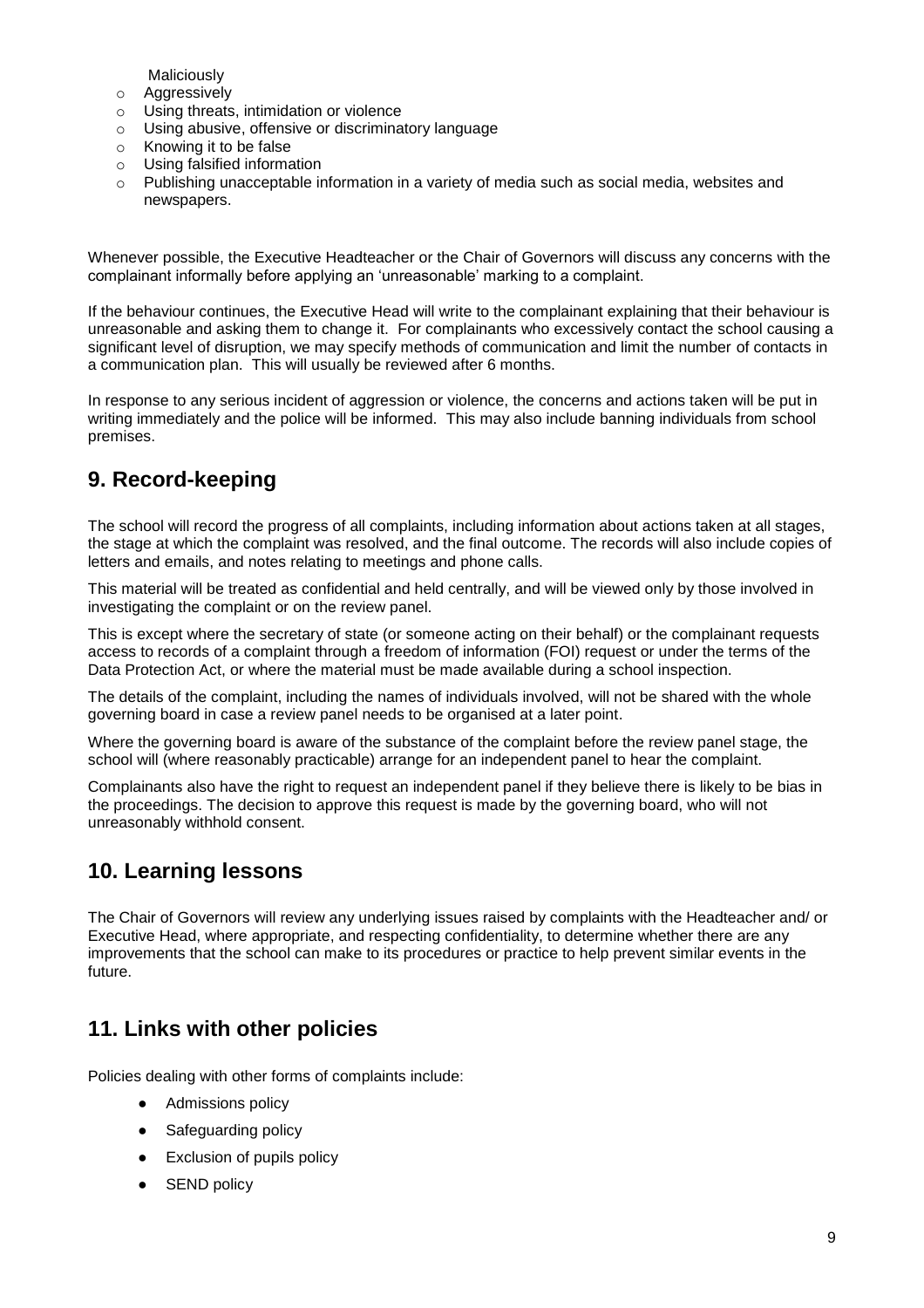- Maliciously
- Aggressively
- Using threats, intimidation or violence
- Using abusive, offensive or discriminatory language
- Knowing it to be false
- Using falsified information
- Publishing unacceptable information in a variety of media such as social media, websites and newspapers.

Whenever possible, the Executive Headteacher or the Chair of Governors will discuss any concerns with the complainant informally before applying an 'unreasonable' marking to a complaint.

If the behaviour continues, the Executive Head will write to the complainant explaining that their behaviour is unreasonable and asking them to change it. For complainants who excessively contact the school causing a significant level of disruption, we may specify methods of communication and limit the number of contacts in a communication plan. This will usually be reviewed after 6 months.

In response to any serious incident of aggression or violence, the concerns and actions taken will be put in writing immediately and the police will be informed. This may also include banning individuals from school premises.

## 9. Record-keeping

The school will record the progress of all complaints, including information about actions taken at all stages, the stage at which the complaint was resolved, and the final outcome. The records will also include copies of letters and emails, and notes relating to meetings and phone calls.

This material will be treated as confidential and held centrally, and will be viewed only by those involved in investigating the complaint or on the review panel.

This is except where the secretary of state (or someone acting on their behalf) or the complainant requests access to records of a complaint through a freedom of information (FOI) request or under the terms of the Data Protection Act, or where the material must be made available during a school inspection.

The details of the complaint, including the names of individuals involved, will not be shared with the whole governing board in case a review panel needs to be organised at a later point.

Where the governing board is aware of the substance of the complaint before the review panel stage, the school will (where reasonably practicable) arrange for an independent panel to hear the complaint.

Complainants also have the right to request an independent panel if they believe there is likely to be bias in the proceedings. The decision to approve this request is made by the governing board, who will not unreasonably withhold consent.

## 10. Learning lessons

The Chair of Governors will review any underlying issues raised by complaints with the Headteacher and/ or Executive Head, where appropriate, and respecting confidentiality, to determine whether there are any improvements that the school can make to its procedures or practice to help prevent similar events in the future.

## 11. Links with other policies

Policies dealing with other forms of complaints include:

- Admissions policy
- Safeguarding policy
- Exclusion of pupils policy
- SEND policy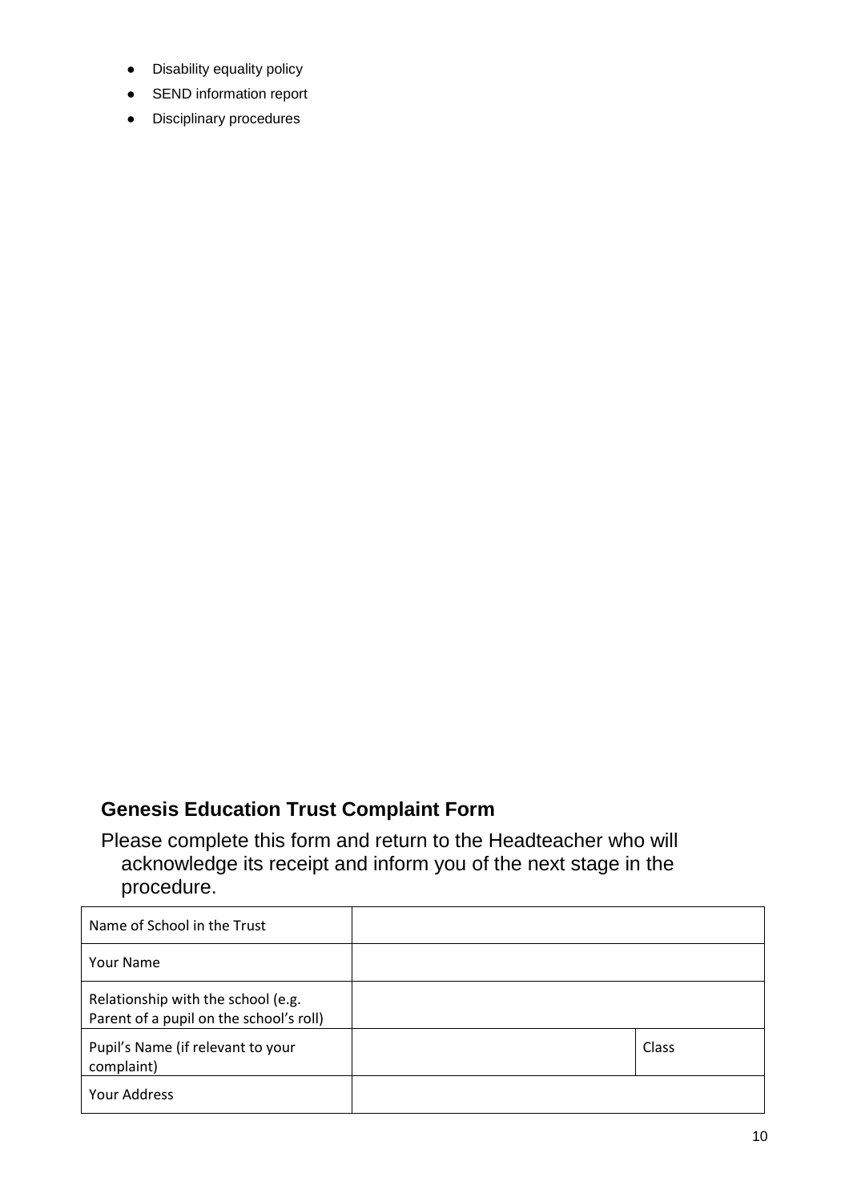- Disability equality policy
- SEND information report
- Disciplinary procedures

## Genesis Education Trust Complaint Form

Please complete this form and return to the Headteacher who will acknowledge its receipt and inform you of the next stage in the procedure.

| Name of School in the Trust | | |
|---|---|---|
| Your Name | | |
| Relationship with the school (e.g. Parent of a pupil on the school's roll) | | |
| Pupil's Name (if relevant to your complaint) | | Class |
| Your Address | | |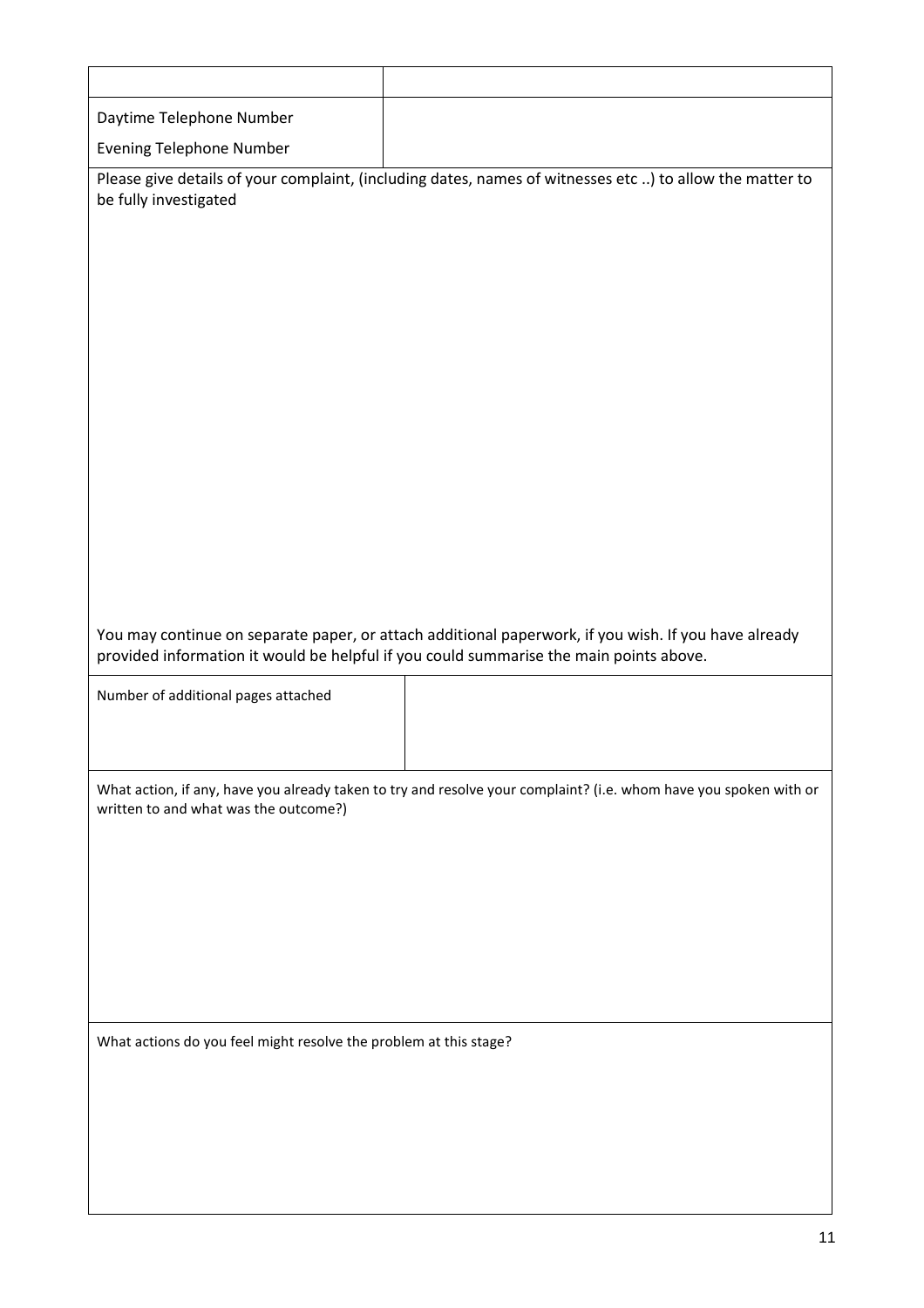| | |
|---|---|
| Daytime Telephone Number<br>Evening Telephone Number | |

Please give details of your complaint, (including dates, names of witnesses etc ..) to allow the matter to be fully investigated

You may continue on separate paper, or attach additional paperwork, if you wish. If you have already provided information it would be helpful if you could summarise the main points above.

| Number of additional pages attached | |
|---|---|

What action, if any, have you already taken to try and resolve your complaint? (i.e. whom have you spoken with or written to and what was the outcome?)

What actions do you feel might resolve the problem at this stage?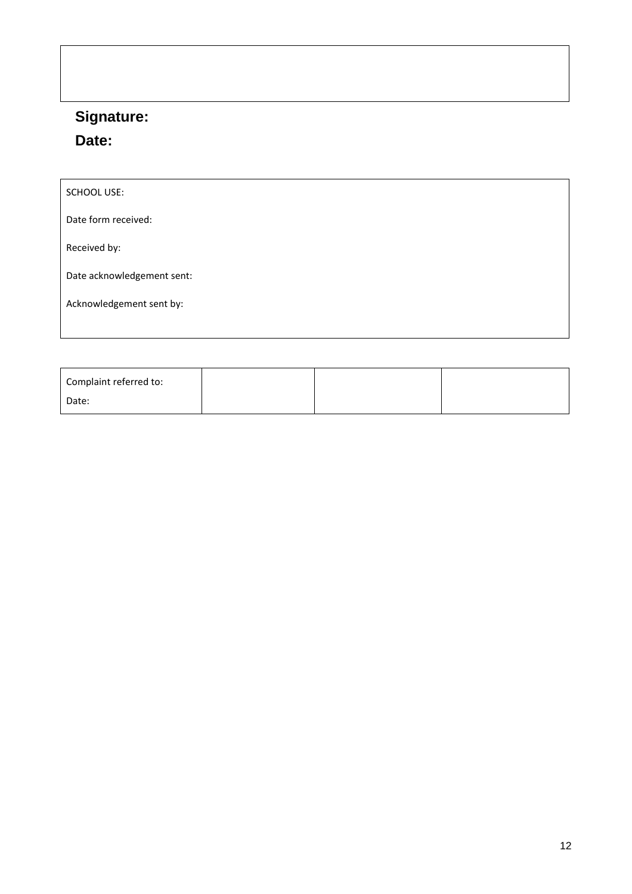**Signature:**

**Date:**

SCHOOL USE:

Date form received:

Received by:

Date acknowledgement sent:

Acknowledgement sent by:

| | | | |
|---|---|---|---|
| Complaint referred to:<br>Date: | | | |